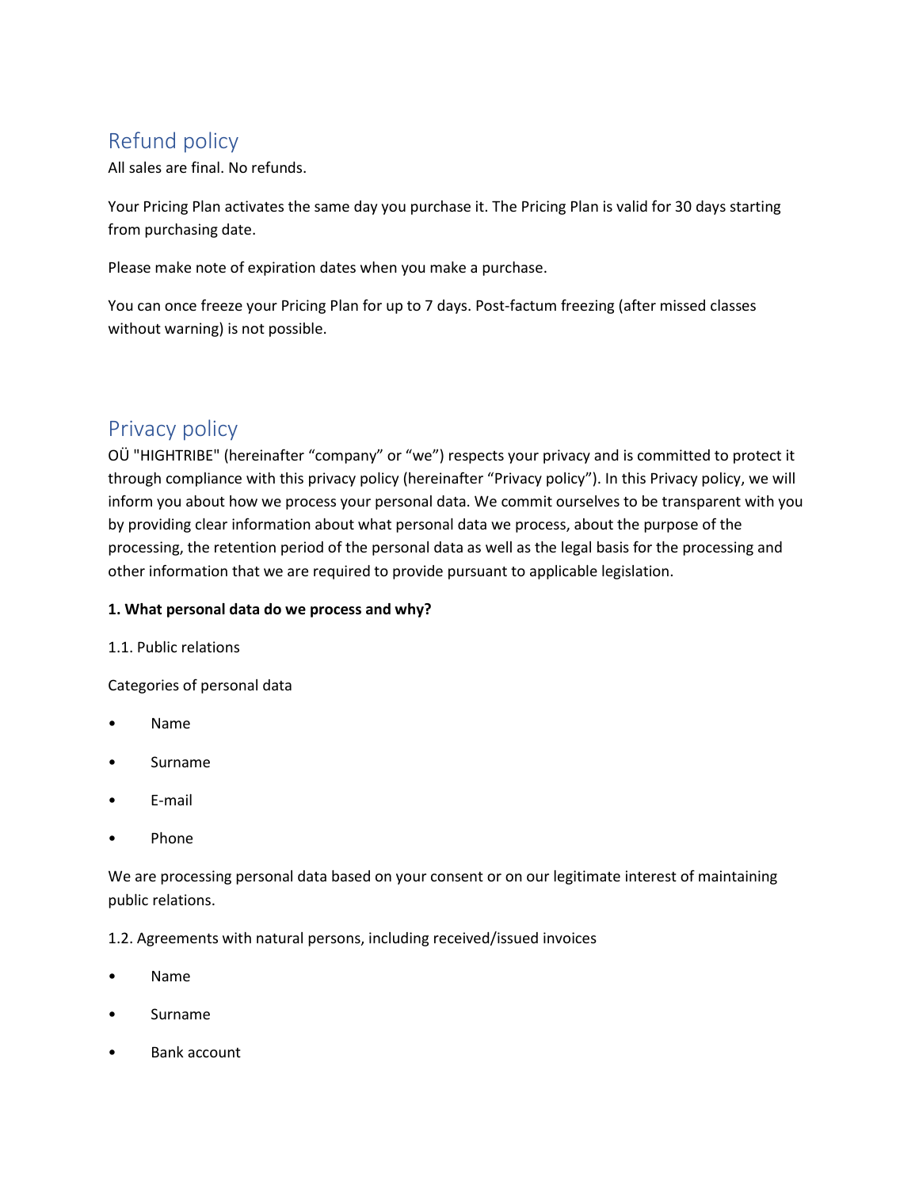## Refund policy

All sales are final. No refunds.

Your Pricing Plan activates the same day you purchase it. The Pricing Plan is valid for 30 days starting from purchasing date.

Please make note of expiration dates when you make a purchase.

You can once freeze your Pricing Plan for up to 7 days. Post-factum freezing (after missed classes without warning) is not possible.

## Privacy policy

OÜ "HIGHTRIBE" (hereinafter "company" or "we") respects your privacy and is committed to protect it through compliance with this privacy policy (hereinafter "Privacy policy"). In this Privacy policy, we will inform you about how we process your personal data. We commit ourselves to be transparent with you by providing clear information about what personal data we process, about the purpose of the processing, the retention period of the personal data as well as the legal basis for the processing and other information that we are required to provide pursuant to applicable legislation.

**1. What personal data do we process and why?**

1.1. Public relations

Categories of personal data

- Name
- Surname
- E-mail
- Phone

We are processing personal data based on your consent or on our legitimate interest of maintaining public relations.

1.2. Agreements with natural persons, including received/issued invoices

- Name
- Surname
- Bank account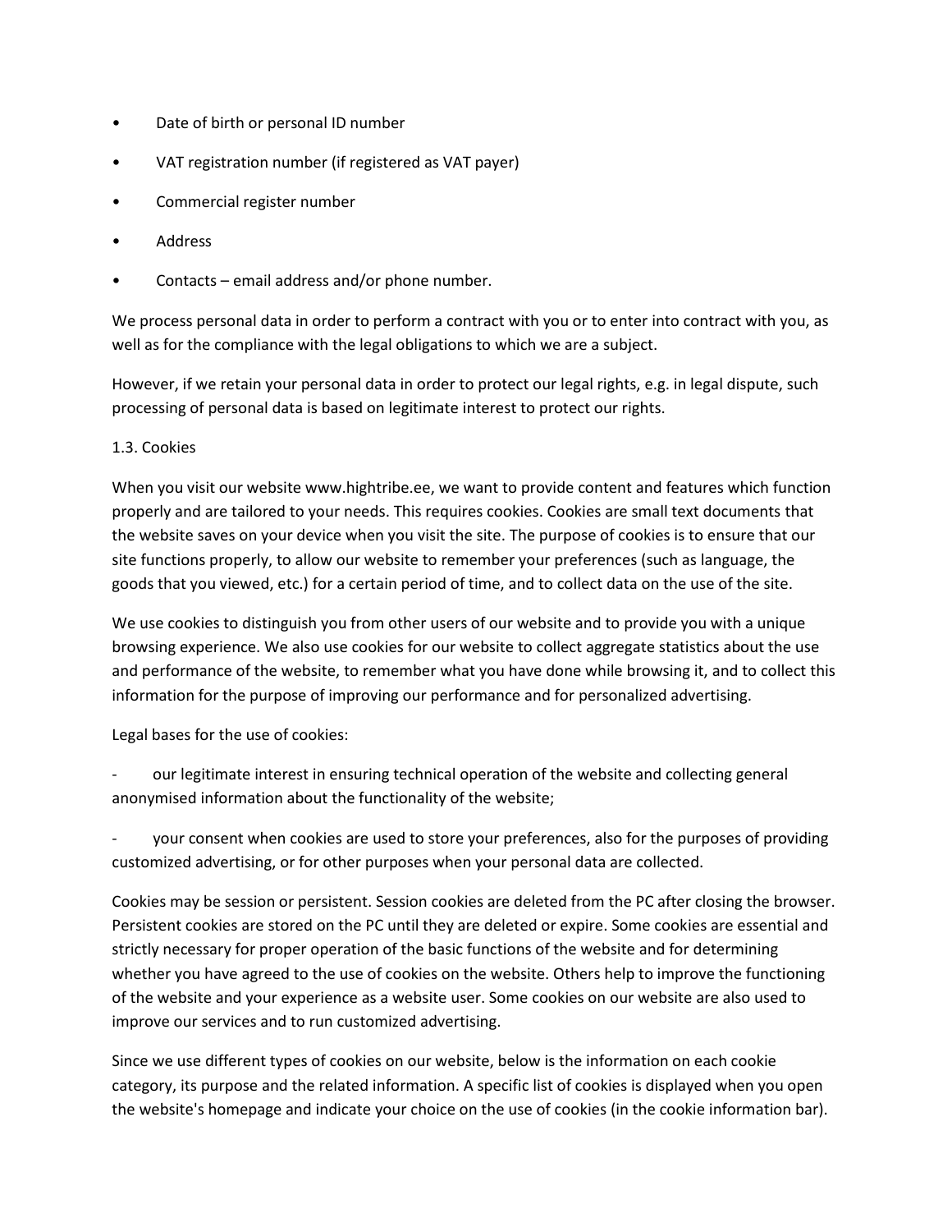- Date of birth or personal ID number
- VAT registration number (if registered as VAT payer)
- Commercial register number
- Address
- Contacts – email address and/or phone number.

We process personal data in order to perform a contract with you or to enter into contract with you, as well as for the compliance with the legal obligations to which we are a subject.

However, if we retain your personal data in order to protect our legal rights, e.g. in legal dispute, such processing of personal data is based on legitimate interest to protect our rights.

1.3. Cookies

When you visit our website www.hightribe.ee, we want to provide content and features which function properly and are tailored to your needs. This requires cookies. Cookies are small text documents that the website saves on your device when you visit the site. The purpose of cookies is to ensure that our site functions properly, to allow our website to remember your preferences (such as language, the goods that you viewed, etc.) for a certain period of time, and to collect data on the use of the site.

We use cookies to distinguish you from other users of our website and to provide you with a unique browsing experience. We also use cookies for our website to collect aggregate statistics about the use and performance of the website, to remember what you have done while browsing it, and to collect this information for the purpose of improving our performance and for personalized advertising.

Legal bases for the use of cookies:

- our legitimate interest in ensuring technical operation of the website and collecting general anonymised information about the functionality of the website;
- your consent when cookies are used to store your preferences, also for the purposes of providing customized advertising, or for other purposes when your personal data are collected.

Cookies may be session or persistent. Session cookies are deleted from the PC after closing the browser. Persistent cookies are stored on the PC until they are deleted or expire. Some cookies are essential and strictly necessary for proper operation of the basic functions of the website and for determining whether you have agreed to the use of cookies on the website. Others help to improve the functioning of the website and your experience as a website user. Some cookies on our website are also used to improve our services and to run customized advertising.

Since we use different types of cookies on our website, below is the information on each cookie category, its purpose and the related information. A specific list of cookies is displayed when you open the website's homepage and indicate your choice on the use of cookies (in the cookie information bar).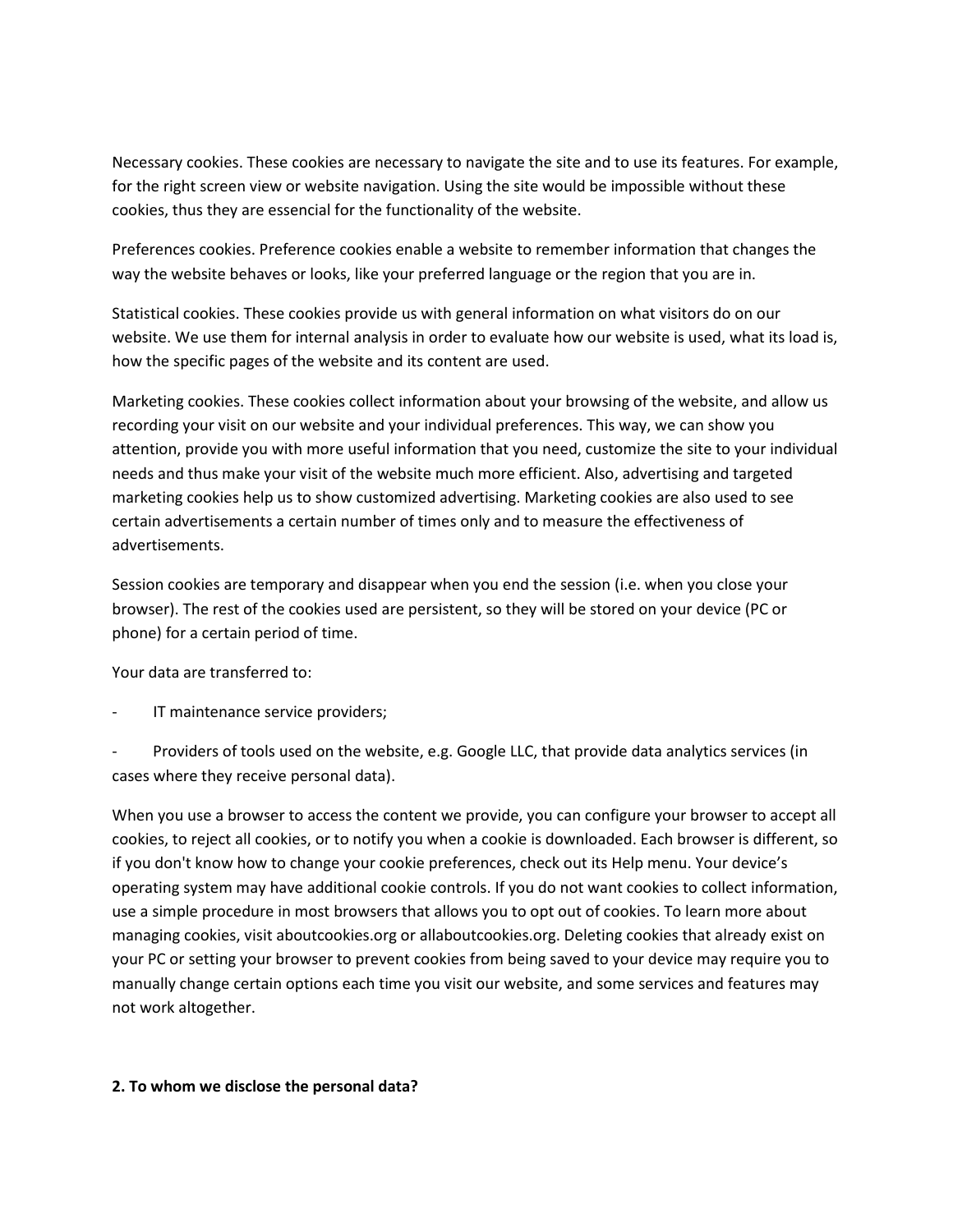Necessary cookies. These cookies are necessary to navigate the site and to use its features. For example, for the right screen view or website navigation. Using the site would be impossible without these cookies, thus they are essencial for the functionality of the website.

Preferences cookies. Preference cookies enable a website to remember information that changes the way the website behaves or looks, like your preferred language or the region that you are in.

Statistical cookies. These cookies provide us with general information on what visitors do on our website. We use them for internal analysis in order to evaluate how our website is used, what its load is, how the specific pages of the website and its content are used.

Marketing cookies. These cookies collect information about your browsing of the website, and allow us recording your visit on our website and your individual preferences. This way, we can show you attention, provide you with more useful information that you need, customize the site to your individual needs and thus make your visit of the website much more efficient. Also, advertising and targeted marketing cookies help us to show customized advertising. Marketing cookies are also used to see certain advertisements a certain number of times only and to measure the effectiveness of advertisements.

Session cookies are temporary and disappear when you end the session (i.e. when you close your browser). The rest of the cookies used are persistent, so they will be stored on your device (PC or phone) for a certain period of time.

Your data are transferred to:

- IT maintenance service providers;
- Providers of tools used on the website, e.g. Google LLC, that provide data analytics services (in cases where they receive personal data).

When you use a browser to access the content we provide, you can configure your browser to accept all cookies, to reject all cookies, or to notify you when a cookie is downloaded. Each browser is different, so if you don't know how to change your cookie preferences, check out its Help menu. Your device's operating system may have additional cookie controls. If you do not want cookies to collect information, use a simple procedure in most browsers that allows you to opt out of cookies. To learn more about managing cookies, visit aboutcookies.org or allaboutcookies.org. Deleting cookies that already exist on your PC or setting your browser to prevent cookies from being saved to your device may require you to manually change certain options each time you visit our website, and some services and features may not work altogether.

**2. To whom we disclose the personal data?**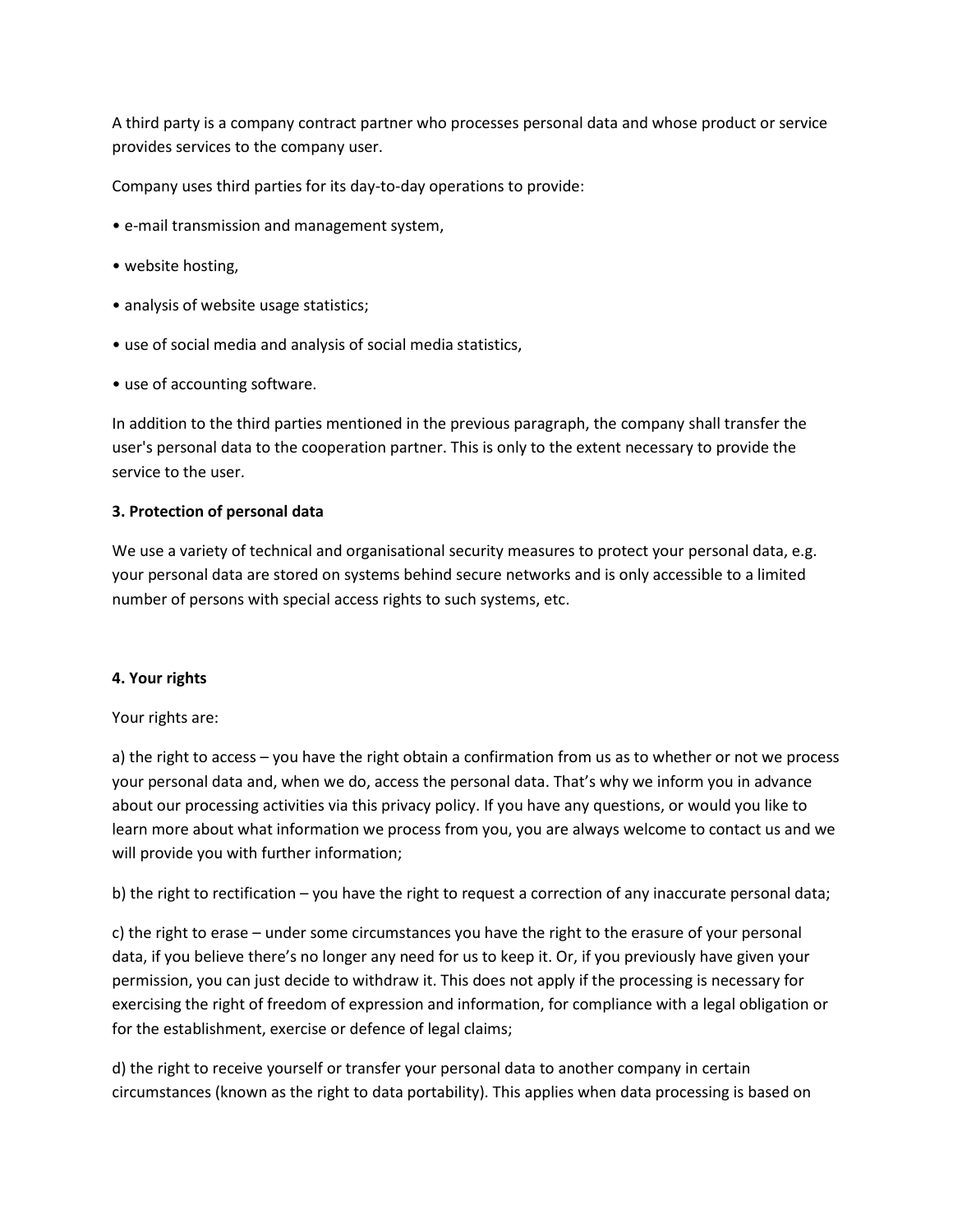A third party is a company contract partner who processes personal data and whose product or service provides services to the company user.

Company uses third parties for its day-to-day operations to provide:

- e-mail transmission and management system,
- website hosting,
- analysis of website usage statistics;
- use of social media and analysis of social media statistics,
- use of accounting software.

In addition to the third parties mentioned in the previous paragraph, the company shall transfer the user's personal data to the cooperation partner. This is only to the extent necessary to provide the service to the user.

**3. Protection of personal data**

We use a variety of technical and organisational security measures to protect your personal data, e.g. your personal data are stored on systems behind secure networks and is only accessible to a limited number of persons with special access rights to such systems, etc.

**4. Your rights**

Your rights are:

a) the right to access – you have the right obtain a confirmation from us as to whether or not we process your personal data and, when we do, access the personal data. That's why we inform you in advance about our processing activities via this privacy policy. If you have any questions, or would you like to learn more about what information we process from you, you are always welcome to contact us and we will provide you with further information;

b) the right to rectification – you have the right to request a correction of any inaccurate personal data;

c) the right to erase – under some circumstances you have the right to the erasure of your personal data, if you believe there's no longer any need for us to keep it. Or, if you previously have given your permission, you can just decide to withdraw it. This does not apply if the processing is necessary for exercising the right of freedom of expression and information, for compliance with a legal obligation or for the establishment, exercise or defence of legal claims;

d) the right to receive yourself or transfer your personal data to another company in certain circumstances (known as the right to data portability). This applies when data processing is based on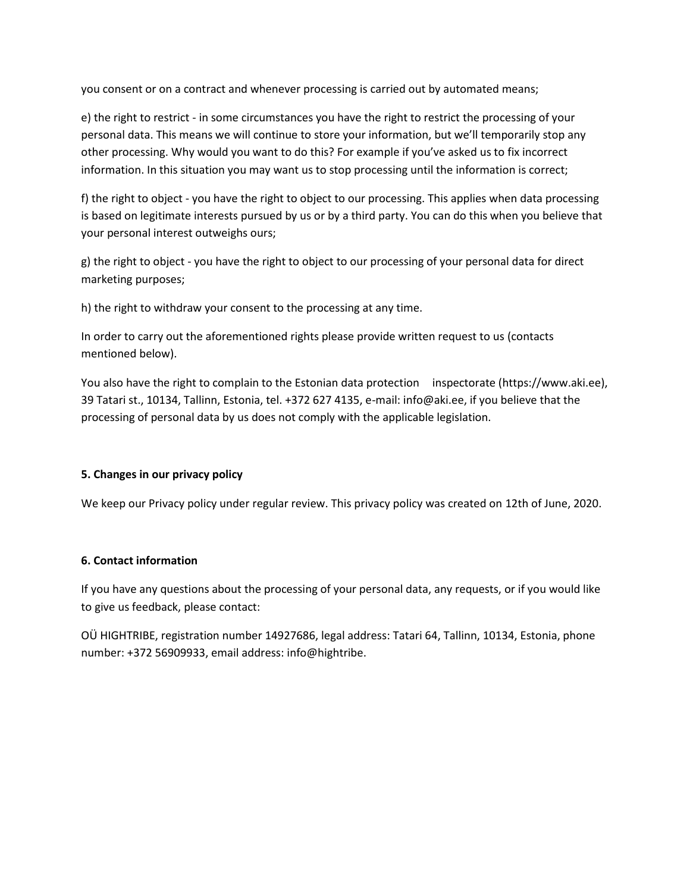you consent or on a contract and whenever processing is carried out by automated means;

e) the right to restrict - in some circumstances you have the right to restrict the processing of your personal data. This means we will continue to store your information, but we'll temporarily stop any other processing. Why would you want to do this? For example if you've asked us to fix incorrect information. In this situation you may want us to stop processing until the information is correct;

f) the right to object - you have the right to object to our processing. This applies when data processing is based on legitimate interests pursued by us or by a third party. You can do this when you believe that your personal interest outweighs ours;

g) the right to object - you have the right to object to our processing of your personal data for direct marketing purposes;

h) the right to withdraw your consent to the processing at any time.

In order to carry out the aforementioned rights please provide written request to us (contacts mentioned below).

You also have the right to complain to the Estonian data protection inspectorate (https://www.aki.ee), 39 Tatari st., 10134, Tallinn, Estonia, tel. +372 627 4135, e-mail: info@aki.ee, if you believe that the processing of personal data by us does not comply with the applicable legislation.

**5. Changes in our privacy policy**

We keep our Privacy policy under regular review. This privacy policy was created on 12th of June, 2020.

**6. Contact information**

If you have any questions about the processing of your personal data, any requests, or if you would like to give us feedback, please contact:

OÜ HIGHTRIBE, registration number 14927686, legal address: Tatari 64, Tallinn, 10134, Estonia, phone number: +372 56909933, email address: info@hightribe.